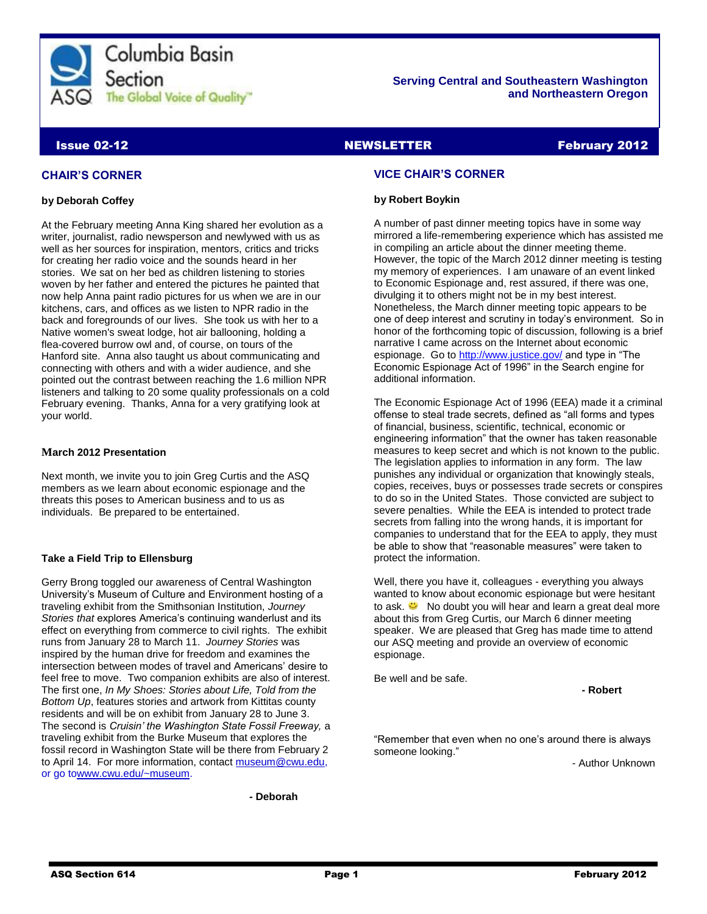Columbia Basin Section

ASQ The Global Voice of Quality™

**Serving Central and Southeastern Washington and Northeastern Oregon**

**Issue 02-12** **NEWSLETTER** **February 2012**

## CHAIR'S CORNER

**by Deborah Coffey**

At the February meeting Anna King shared her evolution as a writer, journalist, radio newsperson and newlywed with us as well as her sources for inspiration, mentors, critics and tricks for creating her radio voice and the sounds heard in her stories. We sat on her bed as children listening to stories woven by her father and entered the pictures he painted that now help Anna paint radio pictures for us when we are in our kitchens, cars, and offices as we listen to NPR radio in the back and foregrounds of our lives. She took us with her to a Native women's sweat lodge, hot air ballooning, holding a flea-covered burrow owl and, of course, on tours of the Hanford site. Anna also taught us about communicating and connecting with others and with a wider audience, and she pointed out the contrast between reaching the 1.6 million NPR listeners and talking to 20 some quality professionals on a cold February evening. Thanks, Anna for a very gratifying look at your world.

### March 2012 Presentation

Next month, we invite you to join Greg Curtis and the ASQ members as we learn about economic espionage and the threats this poses to American business and to us as individuals. Be prepared to be entertained.

### Take a Field Trip to Ellensburg

Gerry Brong toggled our awareness of Central Washington University's Museum of Culture and Environment hosting of a traveling exhibit from the Smithsonian Institution, *Journey Stories that* explores America's continuing wanderlust and its effect on everything from commerce to civil rights. The exhibit runs from January 28 to March 11. *Journey Stories* was inspired by the human drive for freedom and examines the intersection between modes of travel and Americans' desire to feel free to move. Two companion exhibits are also of interest. The first one, *In My Shoes: Stories about Life, Told from the Bottom Up*, features stories and artwork from Kittitas county residents and will be on exhibit from January 28 to June 3. The second is *Cruisin' the Washington State Fossil Freeway,* a traveling exhibit from the Burke Museum that explores the fossil record in Washington State will be there from February 2 to April 14. For more information, contact museum@cwu.edu, or go towww.cwu.edu/~museum.

**- Deborah**

## VICE CHAIR'S CORNER

**by Robert Boykin**

A number of past dinner meeting topics have in some way mirrored a life-remembering experience which has assisted me in compiling an article about the dinner meeting theme. However, the topic of the March 2012 dinner meeting is testing my memory of experiences. I am unaware of an event linked to Economic Espionage and, rest assured, if there was one, divulging it to others might not be in my best interest. Nonetheless, the March dinner meeting topic appears to be one of deep interest and scrutiny in today's environment. So in honor of the forthcoming topic of discussion, following is a brief narrative I came across on the Internet about economic espionage. Go to http://www.justice.gov/ and type in "The Economic Espionage Act of 1996" in the Search engine for additional information.

The Economic Espionage Act of 1996 (EEA) made it a criminal offense to steal trade secrets, defined as "all forms and types of financial, business, scientific, technical, economic or engineering information" that the owner has taken reasonable measures to keep secret and which is not known to the public. The legislation applies to information in any form. The law punishes any individual or organization that knowingly steals, copies, receives, buys or possesses trade secrets or conspires to do so in the United States. Those convicted are subject to severe penalties. While the EEA is intended to protect trade secrets from falling into the wrong hands, it is important for companies to understand that for the EEA to apply, they must be able to show that "reasonable measures" were taken to protect the information.

Well, there you have it, colleagues - everything you always wanted to know about economic espionage but were hesitant to ask. ☺ No doubt you will hear and learn a great deal more about this from Greg Curtis, our March 6 dinner meeting speaker. We are pleased that Greg has made time to attend our ASQ meeting and provide an overview of economic espionage.

Be well and be safe.

**- Robert**

"Remember that even when no one's around there is always someone looking."

- Author Unknown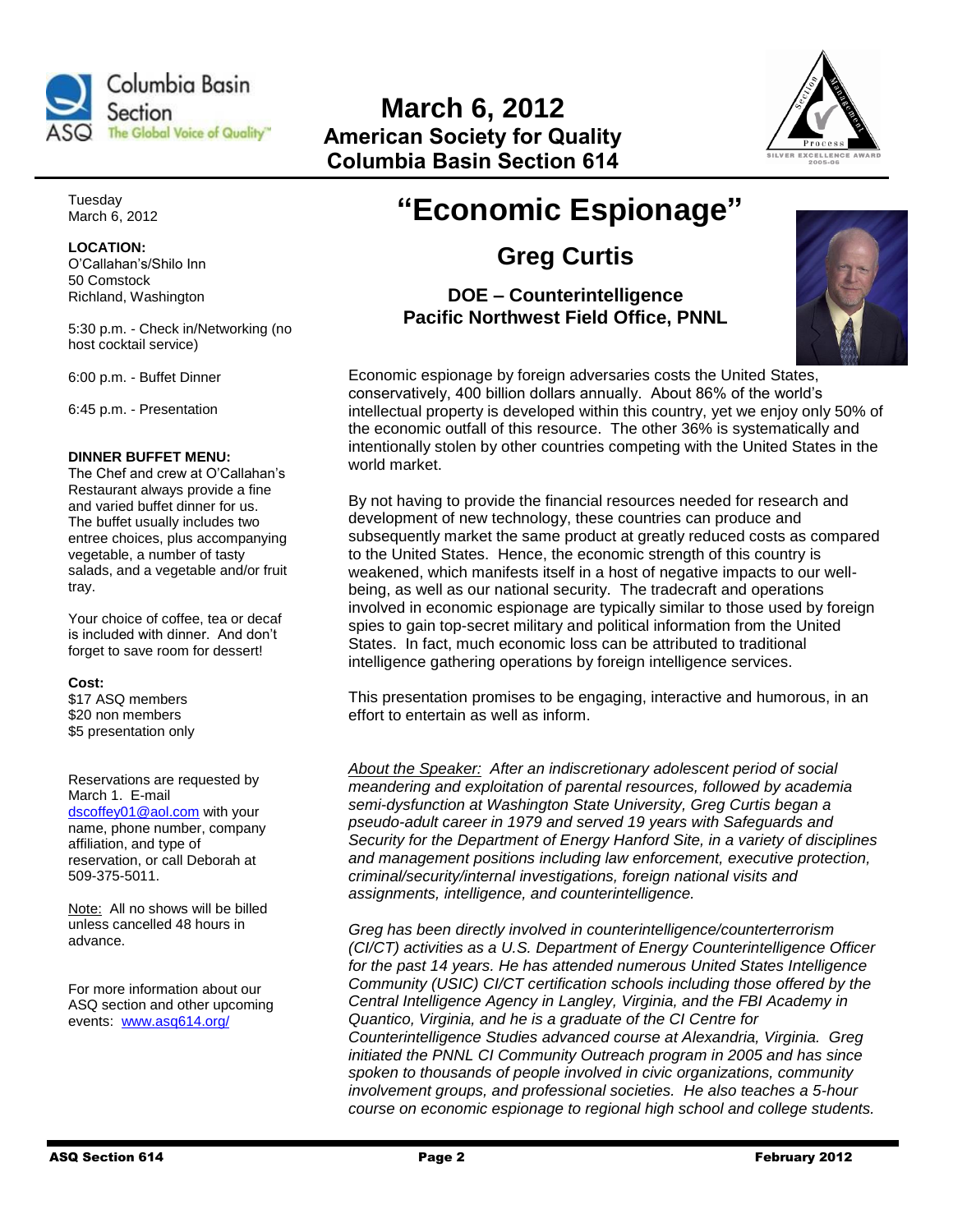# March 6, 2012

## American Society for Quality
## Columbia Basin Section 614

Tuesday
March 6, 2012

**LOCATION:**
O'Callahan's/Shilo Inn
50 Comstock
Richland, Washington

5:30 p.m. - Check in/Networking (no host cocktail service)

6:00 p.m. - Buffet Dinner

6:45 p.m. - Presentation

**DINNER BUFFET MENU:**
The Chef and crew at O'Callahan's Restaurant always provide a fine and varied buffet dinner for us. The buffet usually includes two entree choices, plus accompanying vegetable, a number of tasty salads, and a vegetable and/or fruit tray.

Your choice of coffee, tea or decaf is included with dinner. And don't forget to save room for dessert!

**Cost:**
$17 ASQ members
$20 non members
$5 presentation only

Reservations are requested by March 1. E-mail dscoffey01@aol.com with your name, phone number, company affiliation, and type of reservation, or call Deborah at 509-375-5011.

Note: All no shows will be billed unless cancelled 48 hours in advance.

For more information about our ASQ section and other upcoming events: www.asq614.org/

# "Economic Espionage"

## Greg Curtis

### DOE – Counterintelligence
### Pacific Northwest Field Office, PNNL

Economic espionage by foreign adversaries costs the United States, conservatively, 400 billion dollars annually. About 86% of the world's intellectual property is developed within this country, yet we enjoy only 50% of the economic outfall of this resource. The other 36% is systematically and intentionally stolen by other countries competing with the United States in the world market.

By not having to provide the financial resources needed for research and development of new technology, these countries can produce and subsequently market the same product at greatly reduced costs as compared to the United States. Hence, the economic strength of this country is weakened, which manifests itself in a host of negative impacts to our well-being, as well as our national security. The tradecraft and operations involved in economic espionage are typically similar to those used by foreign spies to gain top-secret military and political information from the United States. In fact, much economic loss can be attributed to traditional intelligence gathering operations by foreign intelligence services.

This presentation promises to be engaging, interactive and humorous, in an effort to entertain as well as inform.

*About the Speaker: After an indiscretionary adolescent period of social meandering and exploitation of parental resources, followed by academia semi-dysfunction at Washington State University, Greg Curtis began a pseudo-adult career in 1979 and served 19 years with Safeguards and Security for the Department of Energy Hanford Site, in a variety of disciplines and management positions including law enforcement, executive protection, criminal/security/internal investigations, foreign national visits and assignments, intelligence, and counterintelligence.*

*Greg has been directly involved in counterintelligence/counterterrorism (CI/CT) activities as a U.S. Department of Energy Counterintelligence Officer for the past 14 years. He has attended numerous United States Intelligence Community (USIC) CI/CT certification schools including those offered by the Central Intelligence Agency in Langley, Virginia, and the FBI Academy in Quantico, Virginia, and he is a graduate of the CI Centre for Counterintelligence Studies advanced course at Alexandria, Virginia. Greg initiated the PNNL CI Community Outreach program in 2005 and has since spoken to thousands of people involved in civic organizations, community involvement groups, and professional societies. He also teaches a 5-hour course on economic espionage to regional high school and college students.*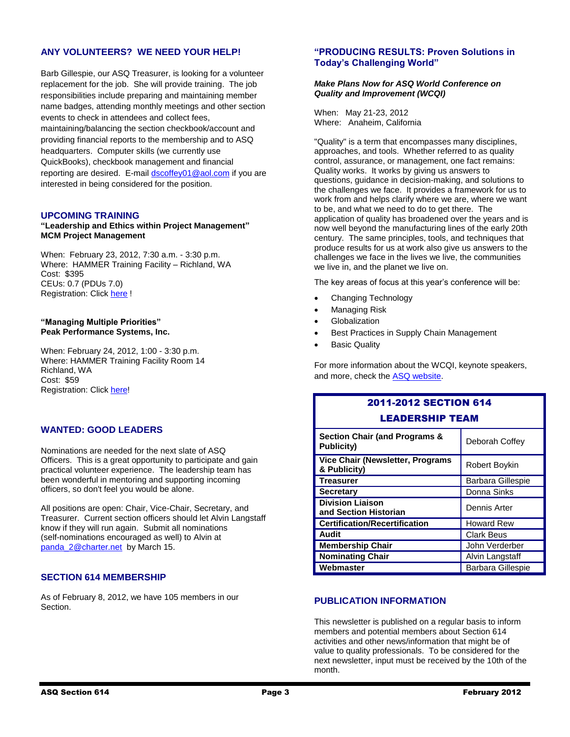## ANY VOLUNTEERS? WE NEED YOUR HELP!

Barb Gillespie, our ASQ Treasurer, is looking for a volunteer replacement for the job. She will provide training. The job responsibilities include preparing and maintaining member name badges, attending monthly meetings and other section events to check in attendees and collect fees, maintaining/balancing the section checkbook/account and providing financial reports to the membership and to ASQ headquarters. Computer skills (we currently use QuickBooks), checkbook management and financial reporting are desired. E-mail dscoffey01@aol.com if you are interested in being considered for the position.

## UPCOMING TRAINING

**"Leadership and Ethics within Project Management"**
**MCM Project Management**

When: February 23, 2012, 7:30 a.m. - 3:30 p.m.
Where: HAMMER Training Facility – Richland, WA
Cost: $395
CEUs: 0.7 (PDUs 7.0)
Registration: Click here !

**"Managing Multiple Priorities"**
**Peak Performance Systems, Inc.**

When: February 24, 2012, 1:00 - 3:30 p.m.
Where: HAMMER Training Facility Room 14
Richland, WA
Cost: $59
Registration: Click here!

## WANTED: GOOD LEADERS

Nominations are needed for the next slate of ASQ Officers. This is a great opportunity to participate and gain practical volunteer experience. The leadership team has been wonderful in mentoring and supporting incoming officers, so don't feel you would be alone.

All positions are open: Chair, Vice-Chair, Secretary, and Treasurer. Current section officers should let Alvin Langstaff know if they will run again. Submit all nominations (self-nominations encouraged as well) to Alvin at panda_2@charter.net by March 15.

## SECTION 614 MEMBERSHIP

As of February 8, 2012, we have 105 members in our Section.

## "PRODUCING RESULTS: Proven Solutions in Today's Challenging World"

***Make Plans Now for ASQ World Conference on Quality and Improvement (WCQI)***

When: May 21-23, 2012
Where: Anaheim, California

"Quality" is a term that encompasses many disciplines, approaches, and tools. Whether referred to as quality control, assurance, or management, one fact remains: Quality works. It works by giving us answers to questions, guidance in decision-making, and solutions to the challenges we face. It provides a framework for us to work from and helps clarify where we are, where we want to be, and what we need to do to get there. The application of quality has broadened over the years and is now well beyond the manufacturing lines of the early 20th century. The same principles, tools, and techniques that produce results for us at work also give us answers to the challenges we face in the lives we live, the communities we live in, and the planet we live on.

The key areas of focus at this year's conference will be:

- Changing Technology
- Managing Risk
- Globalization
- Best Practices in Supply Chain Management
- Basic Quality

For more information about the WCQI, keynote speakers, and more, check the ASQ website.

| 2011-2012 SECTION 614 LEADERSHIP TEAM | |
|---|---|
| **Section Chair (and Programs & Publicity)** | Deborah Coffey |
| **Vice Chair (Newsletter, Programs & Publicity)** | Robert Boykin |
| **Treasurer** | Barbara Gillespie |
| **Secretary** | Donna Sinks |
| **Division Liaison and Section Historian** | Dennis Arter |
| **Certification/Recertification** | Howard Rew |
| **Audit** | Clark Beus |
| **Membership Chair** | John Verderber |
| **Nominating Chair** | Alvin Langstaff |
| **Webmaster** | Barbara Gillespie |

## PUBLICATION INFORMATION

This newsletter is published on a regular basis to inform members and potential members about Section 614 activities and other news/information that might be of value to quality professionals. To be considered for the next newsletter, input must be received by the 10th of the month.